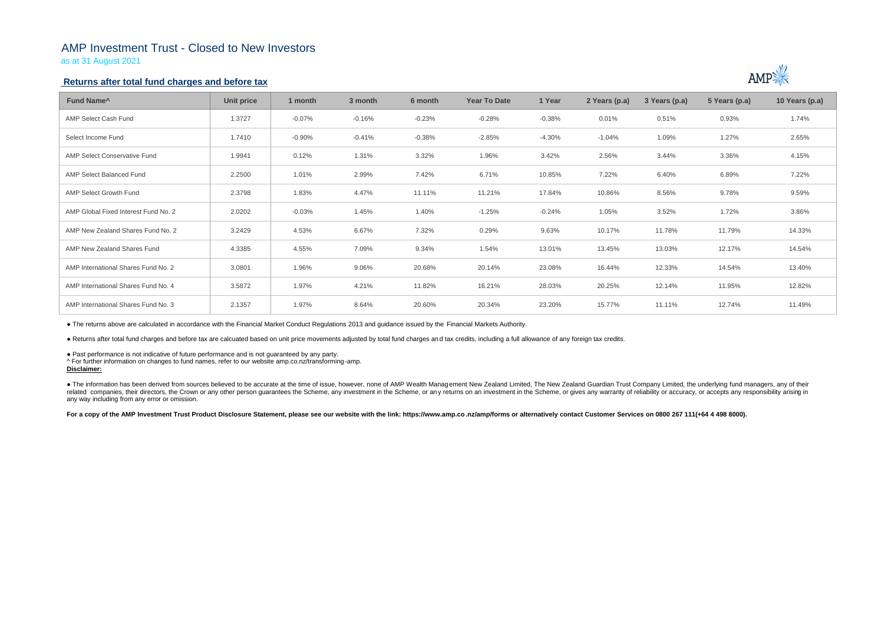# AMP Investment Trust - Closed to New Investors

as at 31 August 2021

## Returns after total fund charges and before tax

| Fund Name^ | Unit price | 1 month | 3 month | 6 month | Year To Date | 1 Year | 2 Years (p.a) | 3 Years (p.a) | 5 Years (p.a) | 10 Years (p.a) |
|---|---|---|---|---|---|---|---|---|---|---|
| AMP Select Cash Fund | 1.3727 | -0.07% | -0.16% | -0.23% | -0.28% | -0.38% | 0.01% | 0.51% | 0.93% | 1.74% |
| Select Income Fund | 1.7410 | -0.90% | -0.41% | -0.38% | -2.85% | -4.30% | -1.04% | 1.09% | 1.27% | 2.65% |
| AMP Select Conservative Fund | 1.9941 | 0.12% | 1.31% | 3.32% | 1.96% | 3.42% | 2.56% | 3.44% | 3.36% | 4.15% |
| AMP Select Balanced Fund | 2.2500 | 1.01% | 2.99% | 7.42% | 6.71% | 10.85% | 7.22% | 6.40% | 6.89% | 7.22% |
| AMP Select Growth Fund | 2.3798 | 1.83% | 4.47% | 11.11% | 11.21% | 17.84% | 10.86% | 8.56% | 9.78% | 9.59% |
| AMP Global Fixed Interest Fund No. 2 | 2.0202 | -0.03% | 1.45% | 1.40% | -1.25% | -0.24% | 1.05% | 3.52% | 1.72% | 3.86% |
| AMP New Zealand Shares Fund No. 2 | 3.2429 | 4.53% | 6.67% | 7.32% | 0.29% | 9.63% | 10.17% | 11.78% | 11.79% | 14.33% |
| AMP New Zealand Shares Fund | 4.3385 | 4.55% | 7.09% | 9.34% | 1.54% | 13.01% | 13.45% | 13.03% | 12.17% | 14.54% |
| AMP International Shares Fund No. 2 | 3.0801 | 1.96% | 9.06% | 20.68% | 20.14% | 23.08% | 16.44% | 12.33% | 14.54% | 13.40% |
| AMP International Shares Fund No. 4 | 3.5872 | 1.97% | 4.21% | 11.82% | 16.21% | 28.03% | 20.25% | 12.14% | 11.95% | 12.82% |
| AMP International Shares Fund No. 3 | 2.1357 | 1.97% | 8.64% | 20.60% | 20.34% | 23.20% | 15.77% | 11.11% | 12.74% | 11.49% |

● The returns above are calculated in accordance with the Financial Market Conduct Regulations 2013 and guidance issued by the Financial Markets Authority.

● Returns after total fund charges and before tax are calcuated based on unit price movements adjusted by total fund charges and tax credits, including a full allowance of any foreign tax credits.

● Past performance is not indicative of future performance and is not guaranteed by any party.

^ For further information on changes to fund names, refer to our website amp.co.nz/transforming-amp.

**Disclaimer:**

● The information has been derived from sources believed to be accurate at the time of issue, however, none of AMP Wealth Management New Zealand Limited, The New Zealand Guardian Trust Company Limited, the underlying fund managers, any of their related companies, their directors, the Crown or any other person guarantees the Scheme, any investment in the Scheme, or any returns on an investment in the Scheme, or gives any warranty of reliability or accuracy, or accepts any responsibility arising in any way including from any error or omission.

**For a copy of the AMP Investment Trust Product Disclosure Statement, please see our website with the link: https://www.amp.co.nz/amp/forms or alternatively contact Customer Services on 0800 267 111(+64 4 498 8000).**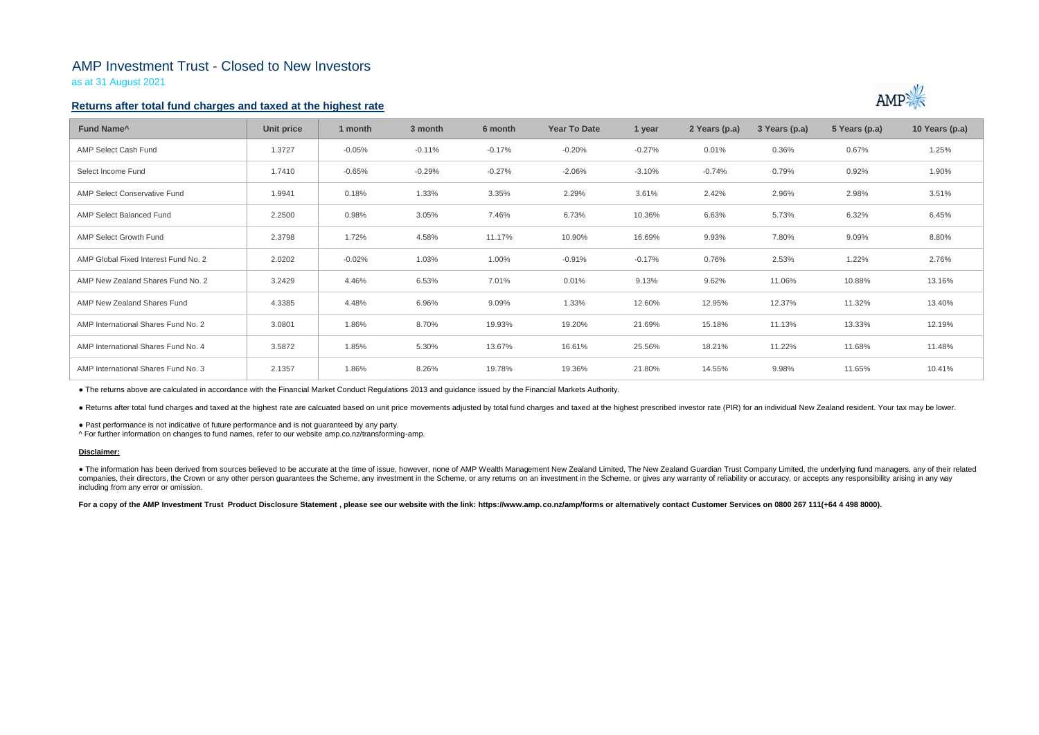# AMP Investment Trust - Closed to New Investors

as at 31 August 2021

## Returns after total fund charges and taxed at the highest rate

| Fund Name^ | Unit price | 1 month | 3 month | 6 month | Year To Date | 1 year | 2 Years (p.a) | 3 Years (p.a) | 5 Years (p.a) | 10 Years (p.a) |
|---|---|---|---|---|---|---|---|---|---|---|
| AMP Select Cash Fund | 1.3727 | -0.05% | -0.11% | -0.17% | -0.20% | -0.27% | 0.01% | 0.36% | 0.67% | 1.25% |
| Select Income Fund | 1.7410 | -0.65% | -0.29% | -0.27% | -2.06% | -3.10% | -0.74% | 0.79% | 0.92% | 1.90% |
| AMP Select Conservative Fund | 1.9941 | 0.18% | 1.33% | 3.35% | 2.29% | 3.61% | 2.42% | 2.96% | 2.98% | 3.51% |
| AMP Select Balanced Fund | 2.2500 | 0.98% | 3.05% | 7.46% | 6.73% | 10.36% | 6.63% | 5.73% | 6.32% | 6.45% |
| AMP Select Growth Fund | 2.3798 | 1.72% | 4.58% | 11.17% | 10.90% | 16.69% | 9.93% | 7.80% | 9.09% | 8.80% |
| AMP Global Fixed Interest Fund No. 2 | 2.0202 | -0.02% | 1.03% | 1.00% | -0.91% | -0.17% | 0.76% | 2.53% | 1.22% | 2.76% |
| AMP New Zealand Shares Fund No. 2 | 3.2429 | 4.46% | 6.53% | 7.01% | 0.01% | 9.13% | 9.62% | 11.06% | 10.88% | 13.16% |
| AMP New Zealand Shares Fund | 4.3385 | 4.48% | 6.96% | 9.09% | 1.33% | 12.60% | 12.95% | 12.37% | 11.32% | 13.40% |
| AMP International Shares Fund No. 2 | 3.0801 | 1.86% | 8.70% | 19.93% | 19.20% | 21.69% | 15.18% | 11.13% | 13.33% | 12.19% |
| AMP International Shares Fund No. 4 | 3.5872 | 1.85% | 5.30% | 13.67% | 16.61% | 25.56% | 18.21% | 11.22% | 11.68% | 11.48% |
| AMP International Shares Fund No. 3 | 2.1357 | 1.86% | 8.26% | 19.78% | 19.36% | 21.80% | 14.55% | 9.98% | 11.65% | 10.41% |

● The returns above are calculated in accordance with the Financial Market Conduct Regulations 2013 and guidance issued by the Financial Markets Authority.

● Returns after total fund charges and taxed at the highest rate are calcuated based on unit price movements adjusted by total fund charges and taxed at the highest prescribed investor rate (PIR) for an individual New Zealand resident. Your tax may be lower.

● Past performance is not indicative of future performance and is not guaranteed by any party.

^ For further information on changes to fund names, refer to our website amp.co.nz/transforming-amp.

**Disclaimer:**

● The information has been derived from sources believed to be accurate at the time of issue, however, none of AMP Wealth Management New Zealand Limited, The New Zealand Guardian Trust Company Limited, the underlying fund managers, any of their related companies, their directors, the Crown or any other person guarantees the Scheme, any investment in the Scheme, or any returns on an investment in the Scheme, or gives any warranty of reliability or accuracy, or accepts any responsibility arising in any way including from any error or omission.

**For a copy of the AMP Investment Trust Product Disclosure Statement , please see our website with the link: https://www.amp.co.nz/amp/forms or alternatively contact Customer Services on 0800 267 111(+64 4 498 8000).**